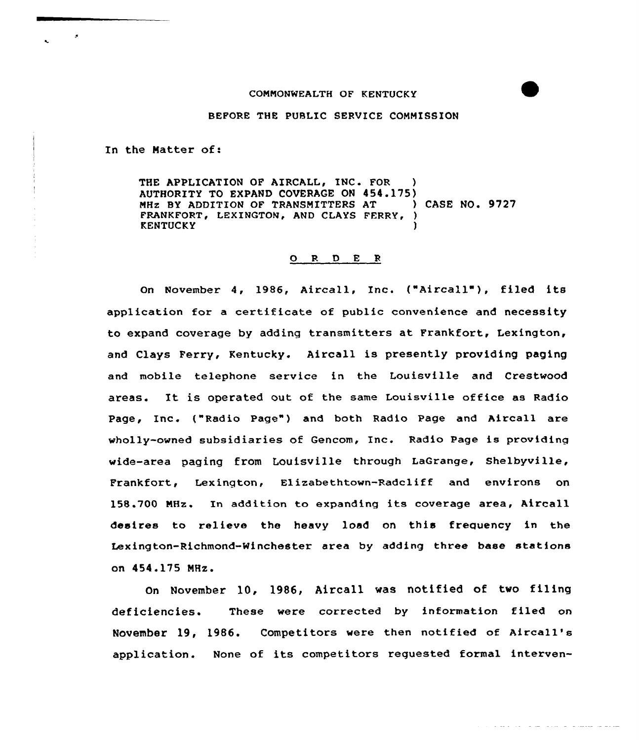COMMONWEALTH OF KENTUCKY

BEFORE THE PUBLIC SERVICE COMMISSION

In the Matter of:

THE APPLICATION OF AIRCALL, INC. FOR AUTHORITY TO EXPAND COVERAGE ON 454.175 MHz BY ADDITION OF TRANSMITTERS AT FRANKFORT, LEXINGTON, AND CLAYS FERRY, KENTUCKY ) CASE NO. 9727

O R D E R

On November 4, 1986, Aircall, Inc. ("Aircall"), filed its application for a certificate of public convenience and necessity to expand coverage by adding transmitters at Frankfort, Lexington, and Clays Ferry, Kentucky. Aircall is presently providing paging and mobile telephone service in the Louisville and Crestwood areas. It is operated out of the same Louisville office as Radio Page, Inc. ("Radio Page") and both Radio Page and Aircall are wholly-owned subsidiaries of Gencom, Inc. Radio Page is providing wide-area paging from Louisville through LaGrange, Shelbyville, Frankfort, Lexington, Elizabethtown-Radcliff and environs on 158.700 MHz. In addition to expanding its coverage area, Aircall desires to relieve the heavy load on this frequency in the Lexington-Richmond-Winchester area by adding three base stations on 454.175 MHz.

On November 10, 1986, Aircall was notified of two filing deficiencies. These were corrected by information filed on November 19, 1986. Competitors were then notified of Aircall's application. None of its competitors requested formal interven-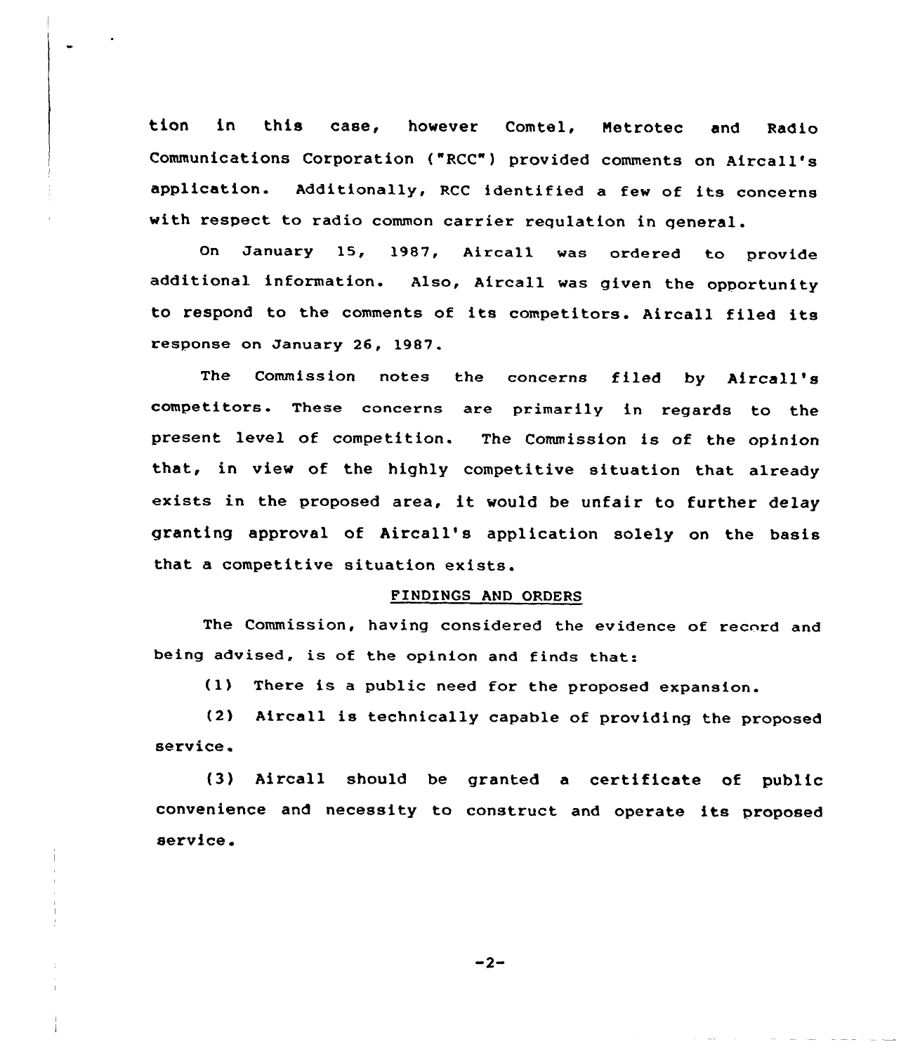tion in this case, however Comtel, Metrotec and Radio Communications Corporation ("RCC") provided comments on Aircall's application. Additionally, RCC identified a few of its concerns with respect to radio common carrier regulation in general.

On January 15, 1987, Aircall was ordered to provide additional information. Also, Aircall was given the opportunity to respond to the comments of its competitors. Aircall filed its response on January 26, 1987.

The Commission notes the concerns filed by Aircall's competitors. These concerns are primarily in regards to the present level of competition. The Commission is of the opinion that, in view of the highly competitive situation that already exists in the proposed area, it would be unfair to further delay granting approval of Aircall's application solely on the basis that a competitive situation exists.

## FINDINGS AND ORDERS

The Commission, having considered the evidence of record and being advised, is of the opinion and finds that:

(1) There is a public need for the proposed expansion.

(2) Aircall is technically capable of providing the proposed service.

(3) Aircall should be granted a certificate of public convenience and necessity to construct and operate its proposed service.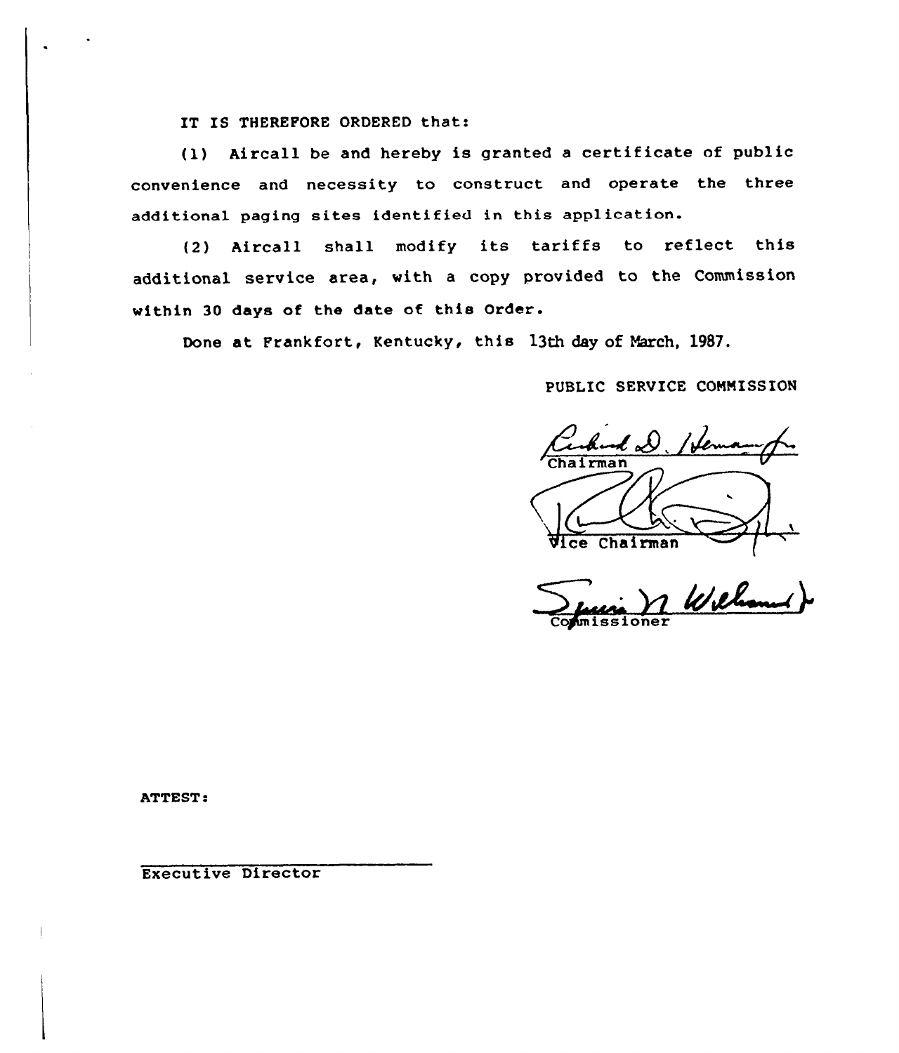IT IS THEREFORE ORDERED that:

(1) Aircall be and hereby is granted a certificate of public convenience and necessity to construct and operate the three additional paging sites identified in this application.

(2) Aircall shall modify its tariffs to reflect this additional service area, with a copy provided to the Commission within 30 days of the date of this Order.

Done at Frankfort, Kentucky, this 13th day of March, 1987.

PUBLIC SERVICE COMMISSION

Chairman

Vice Chairman

Commissioner

ATTEST:

Executive Director